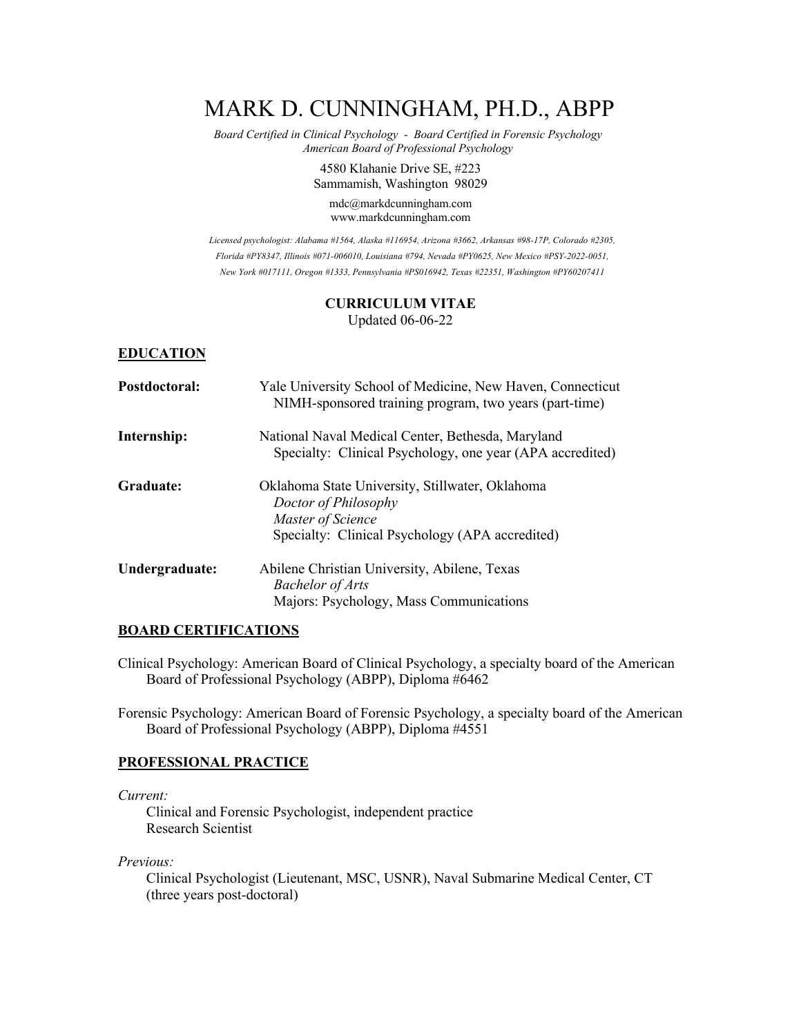# MARK D. CUNNINGHAM, PH.D., ABPP

*Board Certified in Clinical Psychology - Board Certified in Forensic Psychology*
*American Board of Professional Psychology*

4580 Klahanie Drive SE, #223
Sammamish, Washington 98029

mdc@markdcunningham.com
www.markdcunningham.com

*Licensed psychologist: Alabama #1564, Alaska #116954, Arizona #3662, Arkansas #98-17P, Colorado #2305, Florida #PY8347, Illinois #071-006010, Louisiana #794, Nevada #PY0625, New Mexico #PSY-2022-0051, New York #017111, Oregon #1333, Pennsylvania #PS016942, Texas #22351, Washington #PY60207411*

**CURRICULUM VITAE**
Updated 06-06-22

## EDUCATION

**Postdoctoral:** Yale University School of Medicine, New Haven, Connecticut
NIMH-sponsored training program, two years (part-time)

**Internship:** National Naval Medical Center, Bethesda, Maryland
Specialty: Clinical Psychology, one year (APA accredited)

**Graduate:** Oklahoma State University, Stillwater, Oklahoma
*Doctor of Philosophy*
*Master of Science*
Specialty: Clinical Psychology (APA accredited)

**Undergraduate:** Abilene Christian University, Abilene, Texas
*Bachelor of Arts*
Majors: Psychology, Mass Communications

## BOARD CERTIFICATIONS

Clinical Psychology: American Board of Clinical Psychology, a specialty board of the American Board of Professional Psychology (ABPP), Diploma #6462

Forensic Psychology: American Board of Forensic Psychology, a specialty board of the American Board of Professional Psychology (ABPP), Diploma #4551

## PROFESSIONAL PRACTICE

*Current:*

Clinical and Forensic Psychologist, independent practice
Research Scientist

*Previous:*

Clinical Psychologist (Lieutenant, MSC, USNR), Naval Submarine Medical Center, CT (three years post-doctoral)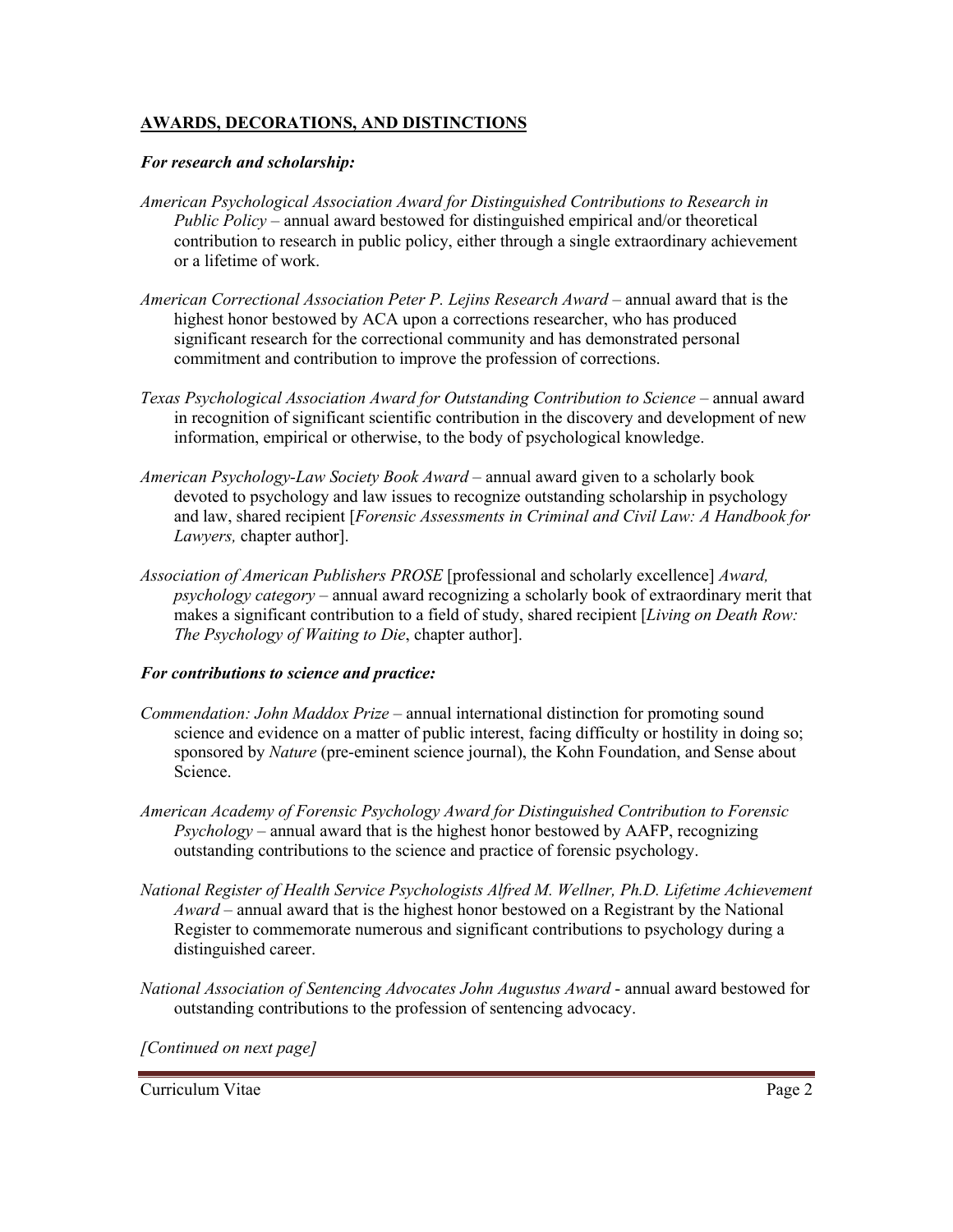## AWARDS, DECORATIONS, AND DISTINCTIONS

***For research and scholarship:***

*American Psychological Association Award for Distinguished Contributions to Research in Public Policy* – annual award bestowed for distinguished empirical and/or theoretical contribution to research in public policy, either through a single extraordinary achievement or a lifetime of work.

*American Correctional Association Peter P. Lejins Research Award* – annual award that is the highest honor bestowed by ACA upon a corrections researcher, who has produced significant research for the correctional community and has demonstrated personal commitment and contribution to improve the profession of corrections.

*Texas Psychological Association Award for Outstanding Contribution to Science* – annual award in recognition of significant scientific contribution in the discovery and development of new information, empirical or otherwise, to the body of psychological knowledge.

*American Psychology-Law Society Book Award* – annual award given to a scholarly book devoted to psychology and law issues to recognize outstanding scholarship in psychology and law, shared recipient [*Forensic Assessments in Criminal and Civil Law: A Handbook for Lawyers,* chapter author].

*Association of American Publishers PROSE* [professional and scholarly excellence] *Award, psychology category* – annual award recognizing a scholarly book of extraordinary merit that makes a significant contribution to a field of study, shared recipient [*Living on Death Row: The Psychology of Waiting to Die*, chapter author].

***For contributions to science and practice:***

*Commendation: John Maddox Prize* – annual international distinction for promoting sound science and evidence on a matter of public interest, facing difficulty or hostility in doing so; sponsored by *Nature* (pre-eminent science journal), the Kohn Foundation, and Sense about Science.

*American Academy of Forensic Psychology Award for Distinguished Contribution to Forensic Psychology* – annual award that is the highest honor bestowed by AAFP, recognizing outstanding contributions to the science and practice of forensic psychology.

*National Register of Health Service Psychologists Alfred M. Wellner, Ph.D. Lifetime Achievement Award* – annual award that is the highest honor bestowed on a Registrant by the National Register to commemorate numerous and significant contributions to psychology during a distinguished career.

*National Association of Sentencing Advocates John Augustus Award* - annual award bestowed for outstanding contributions to the profession of sentencing advocacy.

*[Continued on next page]*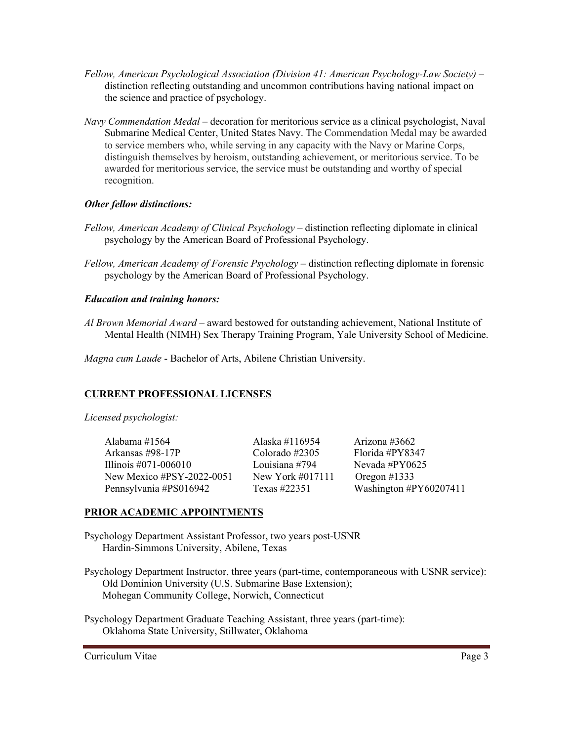*Fellow, American Psychological Association (Division 41: American Psychology-Law Society)* – distinction reflecting outstanding and uncommon contributions having national impact on the science and practice of psychology.

*Navy Commendation Medal* – decoration for meritorious service as a clinical psychologist, Naval Submarine Medical Center, United States Navy. The Commendation Medal may be awarded to service members who, while serving in any capacity with the Navy or Marine Corps, distinguish themselves by heroism, outstanding achievement, or meritorious service. To be awarded for meritorious service, the service must be outstanding and worthy of special recognition.

***Other fellow distinctions:***

*Fellow, American Academy of Clinical Psychology* – distinction reflecting diplomate in clinical psychology by the American Board of Professional Psychology.

*Fellow, American Academy of Forensic Psychology* – distinction reflecting diplomate in forensic psychology by the American Board of Professional Psychology.

***Education and training honors:***

*Al Brown Memorial Award* – award bestowed for outstanding achievement, National Institute of Mental Health (NIMH) Sex Therapy Training Program, Yale University School of Medicine.

*Magna cum Laude* - Bachelor of Arts, Abilene Christian University.

## CURRENT PROFESSIONAL LICENSES

*Licensed psychologist:*

| | | |
|---|---|---|
| Alabama #1564 | Alaska #116954 | Arizona #3662 |
| Arkansas #98-17P | Colorado #2305 | Florida #PY8347 |
| Illinois #071-006010 | Louisiana #794 | Nevada #PY0625 |
| New Mexico #PSY-2022-0051 | New York #017111 | Oregon #1333 |
| Pennsylvania #PS016942 | Texas #22351 | Washington #PY60207411 |

## PRIOR ACADEMIC APPOINTMENTS

Psychology Department Assistant Professor, two years post-USNR
Hardin-Simmons University, Abilene, Texas

Psychology Department Instructor, three years (part-time, contemporaneous with USNR service):
Old Dominion University (U.S. Submarine Base Extension);
Mohegan Community College, Norwich, Connecticut

Psychology Department Graduate Teaching Assistant, three years (part-time):
Oklahoma State University, Stillwater, Oklahoma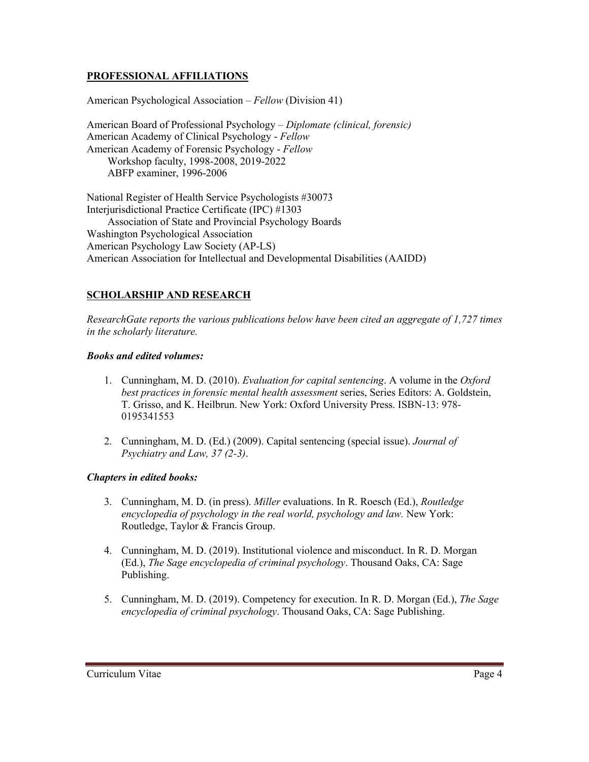## PROFESSIONAL AFFILIATIONS

American Psychological Association – *Fellow* (Division 41)

American Board of Professional Psychology – *Diplomate (clinical, forensic)*
American Academy of Clinical Psychology - *Fellow*
American Academy of Forensic Psychology - *Fellow*
  Workshop faculty, 1998-2008, 2019-2022
  ABFP examiner, 1996-2006

National Register of Health Service Psychologists #30073
Interjurisdictional Practice Certificate (IPC) #1303
  Association of State and Provincial Psychology Boards
Washington Psychological Association
American Psychology Law Society (AP-LS)
American Association for Intellectual and Developmental Disabilities (AAIDD)

## SCHOLARSHIP AND RESEARCH

*ResearchGate reports the various publications below have been cited an aggregate of 1,727 times in the scholarly literature.*

### *Books and edited volumes:*

1. Cunningham, M. D. (2010). *Evaluation for capital sentencing*. A volume in the *Oxford best practices in forensic mental health assessment* series, Series Editors: A. Goldstein, T. Grisso, and K. Heilbrun. New York: Oxford University Press. ISBN-13: 978-0195341553

2. Cunningham, M. D. (Ed.) (2009). Capital sentencing (special issue). *Journal of Psychiatry and Law, 37 (2-3)*.

### *Chapters in edited books:*

3. Cunningham, M. D. (in press). *Miller* evaluations. In R. Roesch (Ed.), *Routledge encyclopedia of psychology in the real world, psychology and law.* New York: Routledge, Taylor & Francis Group.

4. Cunningham, M. D. (2019). Institutional violence and misconduct. In R. D. Morgan (Ed.), *The Sage encyclopedia of criminal psychology*. Thousand Oaks, CA: Sage Publishing.

5. Cunningham, M. D. (2019). Competency for execution. In R. D. Morgan (Ed.), *The Sage encyclopedia of criminal psychology*. Thousand Oaks, CA: Sage Publishing.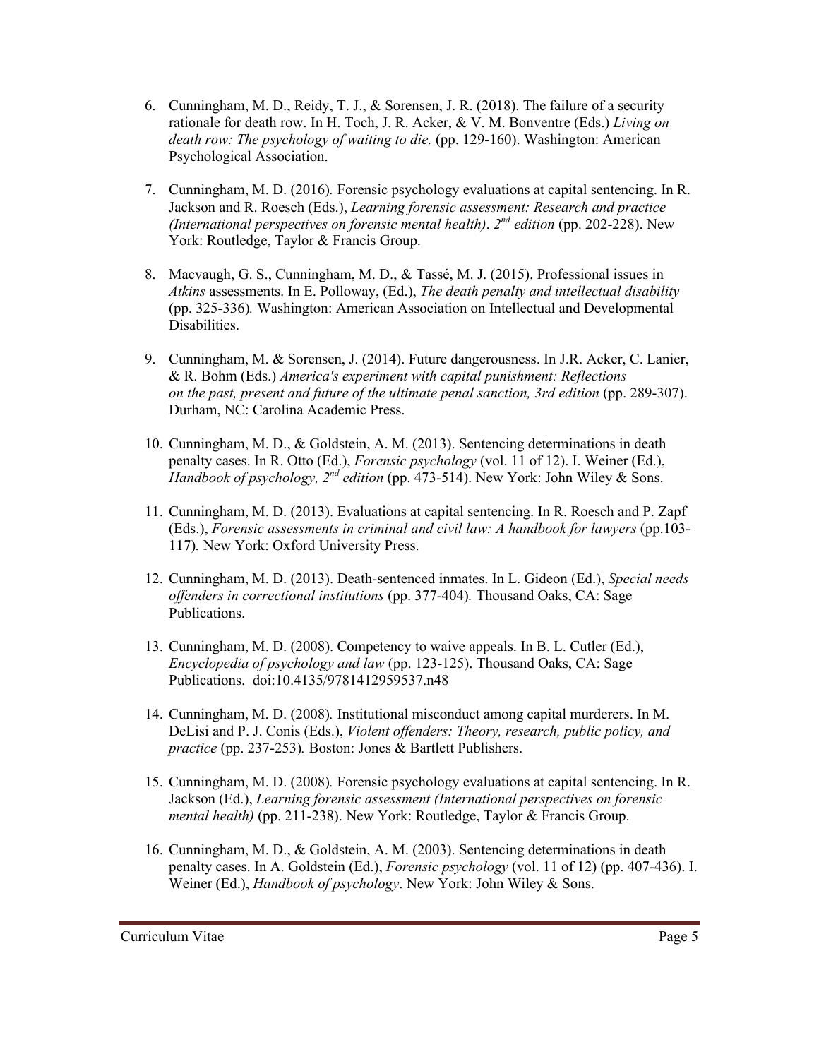6. Cunningham, M. D., Reidy, T. J., & Sorensen, J. R. (2018). The failure of a security rationale for death row. In H. Toch, J. R. Acker, & V. M. Bonventre (Eds.) *Living on death row: The psychology of waiting to die.* (pp. 129-160). Washington: American Psychological Association.

7. Cunningham, M. D. (2016). Forensic psychology evaluations at capital sentencing. In R. Jackson and R. Roesch (Eds.), *Learning forensic assessment: Research and practice (International perspectives on forensic mental health)*. *2nd edition* (pp. 202-228). New York: Routledge, Taylor & Francis Group.

8. Macvaugh, G. S., Cunningham, M. D., & Tassé, M. J. (2015). Professional issues in *Atkins* assessments. In E. Polloway, (Ed.), *The death penalty and intellectual disability* (pp. 325-336). Washington: American Association on Intellectual and Developmental Disabilities.

9. Cunningham, M. & Sorensen, J. (2014). Future dangerousness. In J.R. Acker, C. Lanier, & R. Bohm (Eds.) *America's experiment with capital punishment: Reflections on the past, present and future of the ultimate penal sanction, 3rd edition* (pp. 289-307). Durham, NC: Carolina Academic Press.

10. Cunningham, M. D., & Goldstein, A. M. (2013). Sentencing determinations in death penalty cases. In R. Otto (Ed.), *Forensic psychology* (vol. 11 of 12). I. Weiner (Ed.), *Handbook of psychology, 2nd edition* (pp. 473-514). New York: John Wiley & Sons.

11. Cunningham, M. D. (2013). Evaluations at capital sentencing. In R. Roesch and P. Zapf (Eds.), *Forensic assessments in criminal and civil law: A handbook for lawyers* (pp.103-117). New York: Oxford University Press.

12. Cunningham, M. D. (2013). Death-sentenced inmates. In L. Gideon (Ed.), *Special needs offenders in correctional institutions* (pp. 377-404). Thousand Oaks, CA: Sage Publications.

13. Cunningham, M. D. (2008). Competency to waive appeals. In B. L. Cutler (Ed.), *Encyclopedia of psychology and law* (pp. 123-125). Thousand Oaks, CA: Sage Publications. doi:10.4135/9781412959537.n48

14. Cunningham, M. D. (2008). Institutional misconduct among capital murderers. In M. DeLisi and P. J. Conis (Eds.), *Violent offenders: Theory, research, public policy, and practice* (pp. 237-253). Boston: Jones & Bartlett Publishers.

15. Cunningham, M. D. (2008). Forensic psychology evaluations at capital sentencing. In R. Jackson (Ed.), *Learning forensic assessment (International perspectives on forensic mental health)* (pp. 211-238). New York: Routledge, Taylor & Francis Group.

16. Cunningham, M. D., & Goldstein, A. M. (2003). Sentencing determinations in death penalty cases. In A. Goldstein (Ed.), *Forensic psychology* (vol. 11 of 12) (pp. 407-436). I. Weiner (Ed.), *Handbook of psychology*. New York: John Wiley & Sons.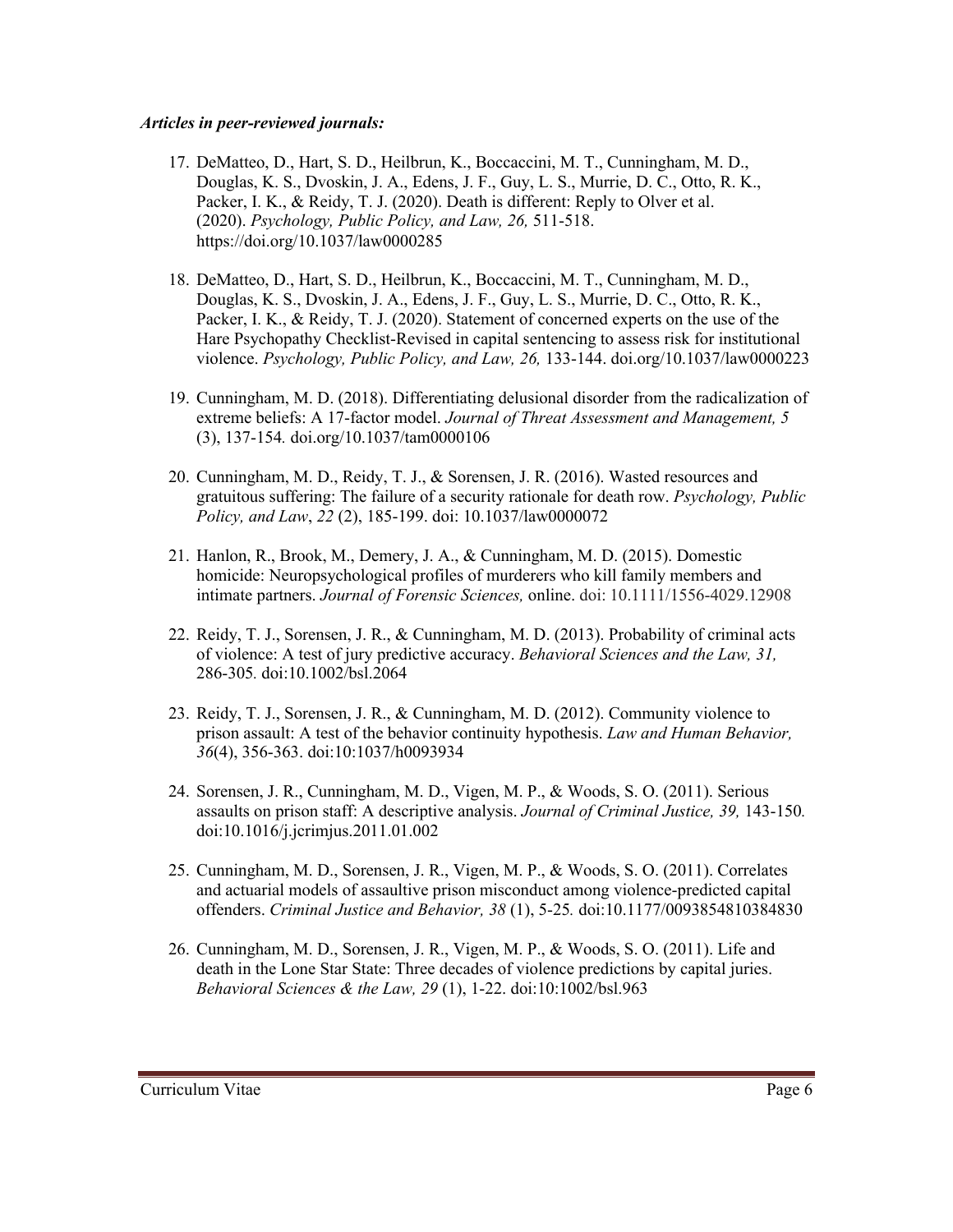***Articles in peer-reviewed journals:***

17. DeMatteo, D., Hart, S. D., Heilbrun, K., Boccaccini, M. T., Cunningham, M. D., Douglas, K. S., Dvoskin, J. A., Edens, J. F., Guy, L. S., Murrie, D. C., Otto, R. K., Packer, I. K., & Reidy, T. J. (2020). Death is different: Reply to Olver et al. (2020). *Psychology, Public Policy, and Law, 26,* 511-518. https://doi.org/10.1037/law0000285

18. DeMatteo, D., Hart, S. D., Heilbrun, K., Boccaccini, M. T., Cunningham, M. D., Douglas, K. S., Dvoskin, J. A., Edens, J. F., Guy, L. S., Murrie, D. C., Otto, R. K., Packer, I. K., & Reidy, T. J. (2020). Statement of concerned experts on the use of the Hare Psychopathy Checklist-Revised in capital sentencing to assess risk for institutional violence. *Psychology, Public Policy, and Law, 26,* 133-144. doi.org/10.1037/law0000223

19. Cunningham, M. D. (2018). Differentiating delusional disorder from the radicalization of extreme beliefs: A 17-factor model. *Journal of Threat Assessment and Management, 5* (3), 137-154*.* doi.org/10.1037/tam0000106

20. Cunningham, M. D., Reidy, T. J., & Sorensen, J. R. (2016). Wasted resources and gratuitous suffering: The failure of a security rationale for death row. *Psychology, Public Policy, and Law*, *22* (2), 185-199. doi: 10.1037/law0000072

21. Hanlon, R., Brook, M., Demery, J. A., & Cunningham, M. D. (2015). Domestic homicide: Neuropsychological profiles of murderers who kill family members and intimate partners. *Journal of Forensic Sciences,* online. doi: 10.1111/1556-4029.12908

22. Reidy, T. J., Sorensen, J. R., & Cunningham, M. D. (2013). Probability of criminal acts of violence: A test of jury predictive accuracy. *Behavioral Sciences and the Law, 31,* 286-305*.* doi:10.1002/bsl.2064

23. Reidy, T. J., Sorensen, J. R., & Cunningham, M. D. (2012). Community violence to prison assault: A test of the behavior continuity hypothesis. *Law and Human Behavior, 36*(4), 356-363. doi:10:1037/h0093934

24. Sorensen, J. R., Cunningham, M. D., Vigen, M. P., & Woods, S. O. (2011). Serious assaults on prison staff: A descriptive analysis. *Journal of Criminal Justice, 39,* 143-150*.* doi:10.1016/j.jcrimjus.2011.01.002

25. Cunningham, M. D., Sorensen, J. R., Vigen, M. P., & Woods, S. O. (2011). Correlates and actuarial models of assaultive prison misconduct among violence-predicted capital offenders. *Criminal Justice and Behavior, 38* (1), 5-25*.* doi:10.1177/0093854810384830

26. Cunningham, M. D., Sorensen, J. R., Vigen, M. P., & Woods, S. O. (2011). Life and death in the Lone Star State: Three decades of violence predictions by capital juries. *Behavioral Sciences & the Law, 29* (1), 1-22. doi:10:1002/bsl.963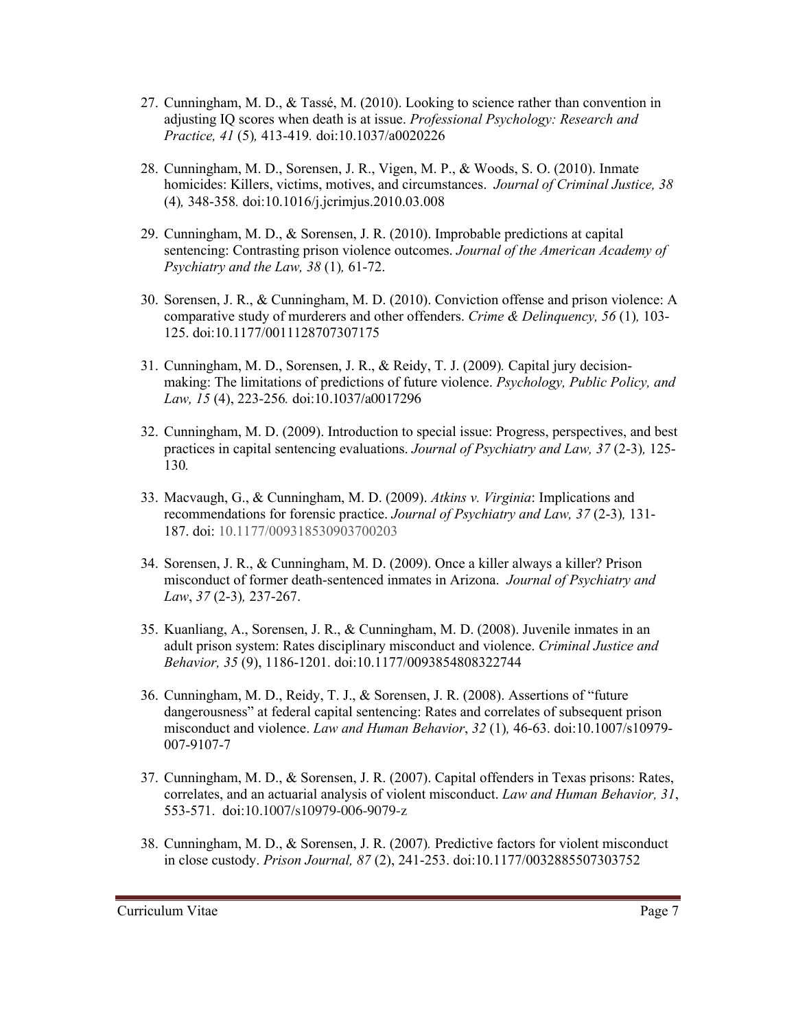27. Cunningham, M. D., & Tassé, M. (2010). Looking to science rather than convention in adjusting IQ scores when death is at issue. *Professional Psychology: Research and Practice, 41* (5)*,* 413-419*.* doi:10.1037/a0020226

28. Cunningham, M. D., Sorensen, J. R., Vigen, M. P., & Woods, S. O. (2010). Inmate homicides: Killers, victims, motives, and circumstances. *Journal of Criminal Justice, 38* (4)*,* 348-358*.* doi:10.1016/j.jcrimjus.2010.03.008

29. Cunningham, M. D., & Sorensen, J. R. (2010). Improbable predictions at capital sentencing: Contrasting prison violence outcomes. *Journal of the American Academy of Psychiatry and the Law, 38* (1)*,* 61-72.

30. Sorensen, J. R., & Cunningham, M. D. (2010). Conviction offense and prison violence: A comparative study of murderers and other offenders. *Crime & Delinquency, 56* (1)*,* 103-125. doi:10.1177/0011128707307175

31. Cunningham, M. D., Sorensen, J. R., & Reidy, T. J. (2009)*.* Capital jury decision-making: The limitations of predictions of future violence. *Psychology, Public Policy, and Law, 15* (4), 223-256*.* doi:10.1037/a0017296

32. Cunningham, M. D. (2009). Introduction to special issue: Progress, perspectives, and best practices in capital sentencing evaluations. *Journal of Psychiatry and Law, 37* (2-3)*,* 125-130*.*

33. Macvaugh, G., & Cunningham, M. D. (2009). *Atkins v. Virginia*: Implications and recommendations for forensic practice. *Journal of Psychiatry and Law, 37* (2-3)*,* 131-187. doi: 10.1177/009318530903700203

34. Sorensen, J. R., & Cunningham, M. D. (2009). Once a killer always a killer? Prison misconduct of former death-sentenced inmates in Arizona. *Journal of Psychiatry and Law*, *37* (2-3)*,* 237-267.

35. Kuanliang, A., Sorensen, J. R., & Cunningham, M. D. (2008). Juvenile inmates in an adult prison system: Rates disciplinary misconduct and violence. *Criminal Justice and Behavior, 35* (9), 1186-1201. doi:10.1177/0093854808322744

36. Cunningham, M. D., Reidy, T. J., & Sorensen, J. R. (2008). Assertions of "future dangerousness" at federal capital sentencing: Rates and correlates of subsequent prison misconduct and violence. *Law and Human Behavior*, *32* (1)*,* 46-63. doi:10.1007/s10979-007-9107-7

37. Cunningham, M. D., & Sorensen, J. R. (2007). Capital offenders in Texas prisons: Rates, correlates, and an actuarial analysis of violent misconduct. *Law and Human Behavior, 31*, 553-571. doi:10.1007/s10979-006-9079-z

38. Cunningham, M. D., & Sorensen, J. R. (2007)*.* Predictive factors for violent misconduct in close custody. *Prison Journal, 87* (2), 241-253. doi:10.1177/0032885507303752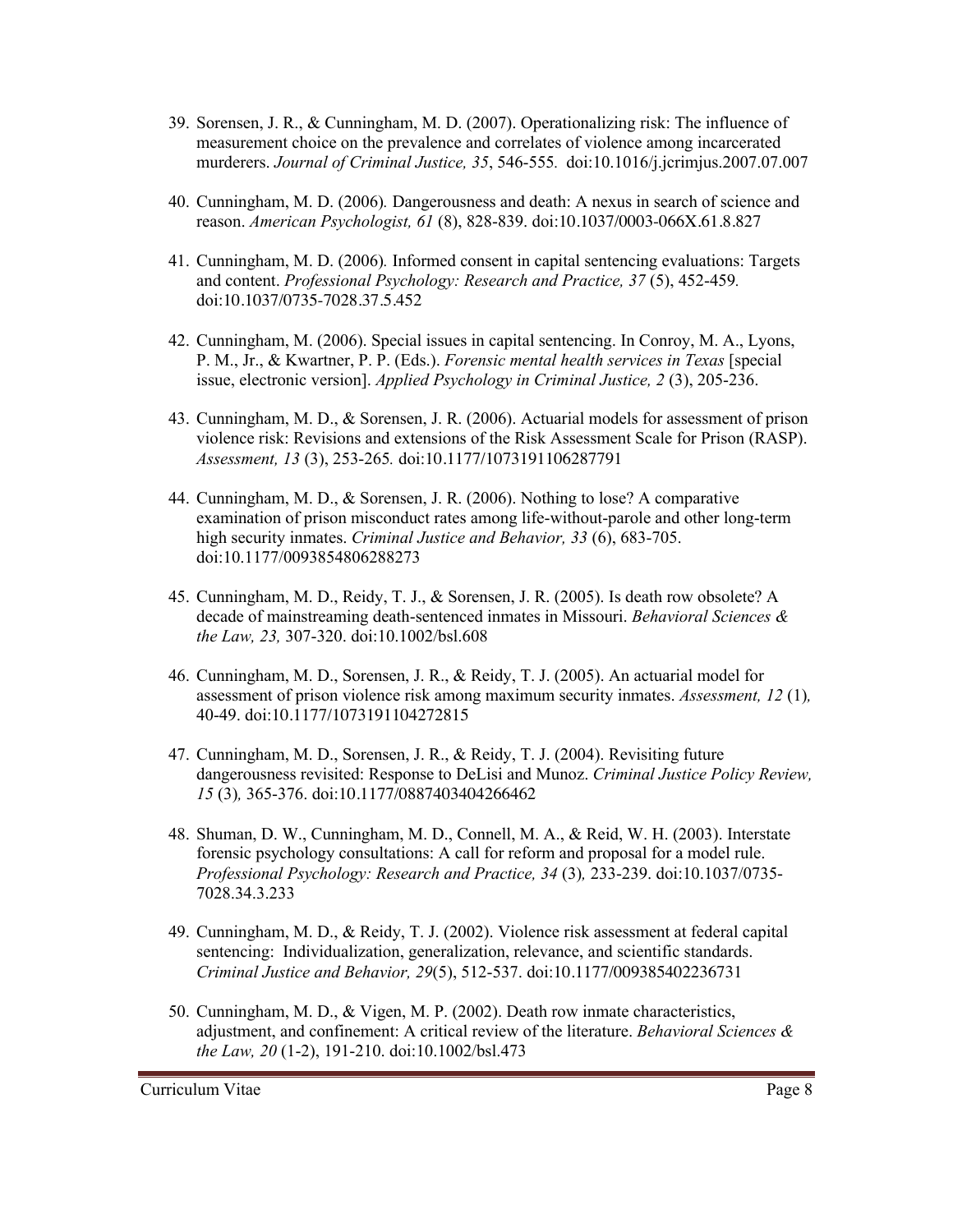39. Sorensen, J. R., & Cunningham, M. D. (2007). Operationalizing risk: The influence of measurement choice on the prevalence and correlates of violence among incarcerated murderers. *Journal of Criminal Justice, 35*, 546-555. doi:10.1016/j.jcrimjus.2007.07.007

40. Cunningham, M. D. (2006). Dangerousness and death: A nexus in search of science and reason. *American Psychologist, 61* (8), 828-839. doi:10.1037/0003-066X.61.8.827

41. Cunningham, M. D. (2006). Informed consent in capital sentencing evaluations: Targets and content. *Professional Psychology: Research and Practice, 37* (5), 452-459. doi:10.1037/0735-7028.37.5.452

42. Cunningham, M. (2006). Special issues in capital sentencing. In Conroy, M. A., Lyons, P. M., Jr., & Kwartner, P. P. (Eds.). *Forensic mental health services in Texas* [special issue, electronic version]. *Applied Psychology in Criminal Justice, 2* (3), 205-236.

43. Cunningham, M. D., & Sorensen, J. R. (2006). Actuarial models for assessment of prison violence risk: Revisions and extensions of the Risk Assessment Scale for Prison (RASP). *Assessment, 13* (3), 253-265. doi:10.1177/1073191106287791

44. Cunningham, M. D., & Sorensen, J. R. (2006). Nothing to lose? A comparative examination of prison misconduct rates among life-without-parole and other long-term high security inmates. *Criminal Justice and Behavior, 33* (6), 683-705. doi:10.1177/0093854806288273

45. Cunningham, M. D., Reidy, T. J., & Sorensen, J. R. (2005). Is death row obsolete? A decade of mainstreaming death-sentenced inmates in Missouri. *Behavioral Sciences & the Law, 23,* 307-320. doi:10.1002/bsl.608

46. Cunningham, M. D., Sorensen, J. R., & Reidy, T. J. (2005). An actuarial model for assessment of prison violence risk among maximum security inmates. *Assessment, 12* (1), 40-49. doi:10.1177/1073191104272815

47. Cunningham, M. D., Sorensen, J. R., & Reidy, T. J. (2004). Revisiting future dangerousness revisited: Response to DeLisi and Munoz. *Criminal Justice Policy Review, 15* (3), 365-376. doi:10.1177/0887403404266462

48. Shuman, D. W., Cunningham, M. D., Connell, M. A., & Reid, W. H. (2003). Interstate forensic psychology consultations: A call for reform and proposal for a model rule. *Professional Psychology: Research and Practice, 34* (3), 233-239. doi:10.1037/0735-7028.34.3.233

49. Cunningham, M. D., & Reidy, T. J. (2002). Violence risk assessment at federal capital sentencing: Individualization, generalization, relevance, and scientific standards. *Criminal Justice and Behavior, 29*(5), 512-537. doi:10.1177/009385402236731

50. Cunningham, M. D., & Vigen, M. P. (2002). Death row inmate characteristics, adjustment, and confinement: A critical review of the literature. *Behavioral Sciences & the Law, 20* (1-2), 191-210. doi:10.1002/bsl.473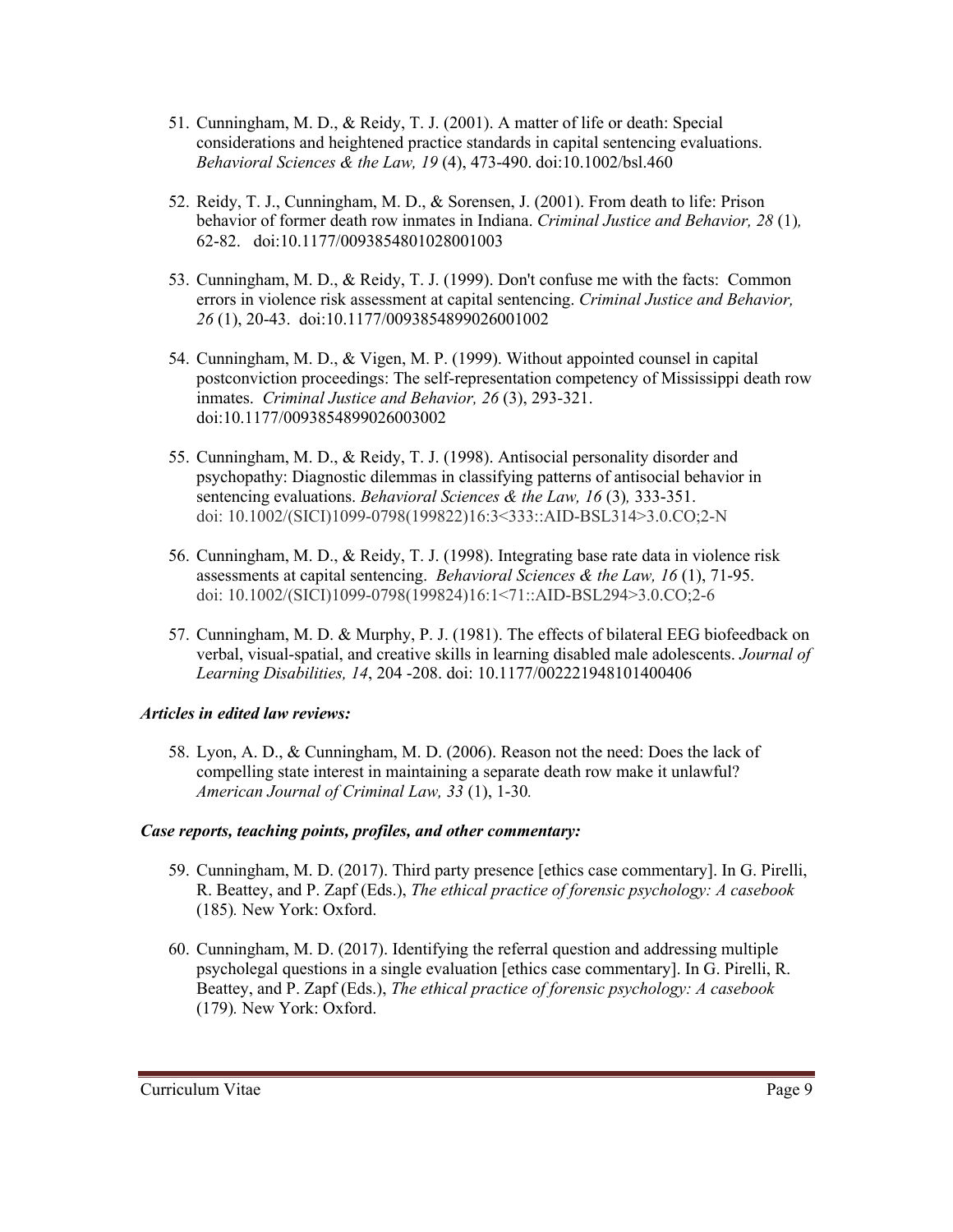51. Cunningham, M. D., & Reidy, T. J. (2001). A matter of life or death: Special considerations and heightened practice standards in capital sentencing evaluations. *Behavioral Sciences & the Law, 19* (4), 473-490. doi:10.1002/bsl.460

52. Reidy, T. J., Cunningham, M. D., & Sorensen, J. (2001). From death to life: Prison behavior of former death row inmates in Indiana. *Criminal Justice and Behavior, 28* (1), 62-82. doi:10.1177/0093854801028001003

53. Cunningham, M. D., & Reidy, T. J. (1999). Don't confuse me with the facts: Common errors in violence risk assessment at capital sentencing. *Criminal Justice and Behavior, 26* (1), 20-43. doi:10.1177/0093854899026001002

54. Cunningham, M. D., & Vigen, M. P. (1999). Without appointed counsel in capital postconviction proceedings: The self-representation competency of Mississippi death row inmates. *Criminal Justice and Behavior, 26* (3), 293-321. doi:10.1177/0093854899026003002

55. Cunningham, M. D., & Reidy, T. J. (1998). Antisocial personality disorder and psychopathy: Diagnostic dilemmas in classifying patterns of antisocial behavior in sentencing evaluations. *Behavioral Sciences & the Law, 16* (3), 333-351. doi: 10.1002/(SICI)1099-0798(199822)16:3<333::AID-BSL314>3.0.CO;2-N

56. Cunningham, M. D., & Reidy, T. J. (1998). Integrating base rate data in violence risk assessments at capital sentencing. *Behavioral Sciences & the Law, 16* (1), 71-95. doi: 10.1002/(SICI)1099-0798(199824)16:1<71::AID-BSL294>3.0.CO;2-6

57. Cunningham, M. D. & Murphy, P. J. (1981). The effects of bilateral EEG biofeedback on verbal, visual-spatial, and creative skills in learning disabled male adolescents. *Journal of Learning Disabilities, 14*, 204 -208. doi: 10.1177/002221948101400406

***Articles in edited law reviews:***

58. Lyon, A. D., & Cunningham, M. D. (2006). Reason not the need: Does the lack of compelling state interest in maintaining a separate death row make it unlawful? *American Journal of Criminal Law, 33* (1), 1-30.

***Case reports, teaching points, profiles, and other commentary:***

59. Cunningham, M. D. (2017). Third party presence [ethics case commentary]. In G. Pirelli, R. Beattey, and P. Zapf (Eds.), *The ethical practice of forensic psychology: A casebook* (185). New York: Oxford.

60. Cunningham, M. D. (2017). Identifying the referral question and addressing multiple psycholegal questions in a single evaluation [ethics case commentary]. In G. Pirelli, R. Beattey, and P. Zapf (Eds.), *The ethical practice of forensic psychology: A casebook* (179). New York: Oxford.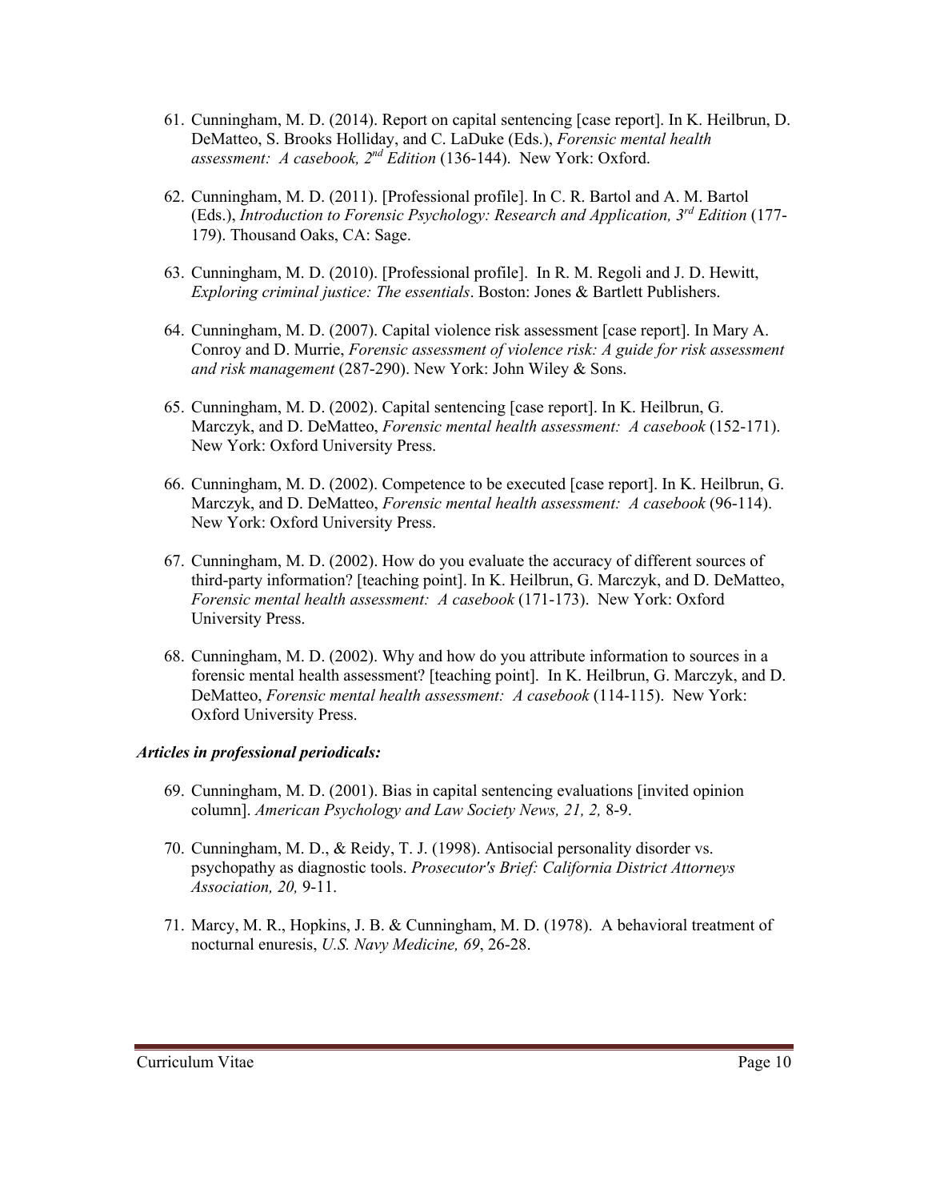61. Cunningham, M. D. (2014). Report on capital sentencing [case report]. In K. Heilbrun, D. DeMatteo, S. Brooks Holliday, and C. LaDuke (Eds.), *Forensic mental health assessment: A casebook, 2nd Edition* (136-144). New York: Oxford.

62. Cunningham, M. D. (2011). [Professional profile]. In C. R. Bartol and A. M. Bartol (Eds.), *Introduction to Forensic Psychology: Research and Application, 3rd Edition* (177-179). Thousand Oaks, CA: Sage.

63. Cunningham, M. D. (2010). [Professional profile]. In R. M. Regoli and J. D. Hewitt, *Exploring criminal justice: The essentials*. Boston: Jones & Bartlett Publishers.

64. Cunningham, M. D. (2007). Capital violence risk assessment [case report]. In Mary A. Conroy and D. Murrie, *Forensic assessment of violence risk: A guide for risk assessment and risk management* (287-290). New York: John Wiley & Sons.

65. Cunningham, M. D. (2002). Capital sentencing [case report]. In K. Heilbrun, G. Marczyk, and D. DeMatteo, *Forensic mental health assessment: A casebook* (152-171). New York: Oxford University Press.

66. Cunningham, M. D. (2002). Competence to be executed [case report]. In K. Heilbrun, G. Marczyk, and D. DeMatteo, *Forensic mental health assessment: A casebook* (96-114). New York: Oxford University Press.

67. Cunningham, M. D. (2002). How do you evaluate the accuracy of different sources of third-party information? [teaching point]. In K. Heilbrun, G. Marczyk, and D. DeMatteo, *Forensic mental health assessment: A casebook* (171-173). New York: Oxford University Press.

68. Cunningham, M. D. (2002). Why and how do you attribute information to sources in a forensic mental health assessment? [teaching point]. In K. Heilbrun, G. Marczyk, and D. DeMatteo, *Forensic mental health assessment: A casebook* (114-115). New York: Oxford University Press.

***Articles in professional periodicals:***

69. Cunningham, M. D. (2001). Bias in capital sentencing evaluations [invited opinion column]. *American Psychology and Law Society News, 21, 2,* 8-9.

70. Cunningham, M. D., & Reidy, T. J. (1998). Antisocial personality disorder vs. psychopathy as diagnostic tools. *Prosecutor's Brief: California District Attorneys Association, 20,* 9-11.

71. Marcy, M. R., Hopkins, J. B. & Cunningham, M. D. (1978). A behavioral treatment of nocturnal enuresis, *U.S. Navy Medicine, 69*, 26-28.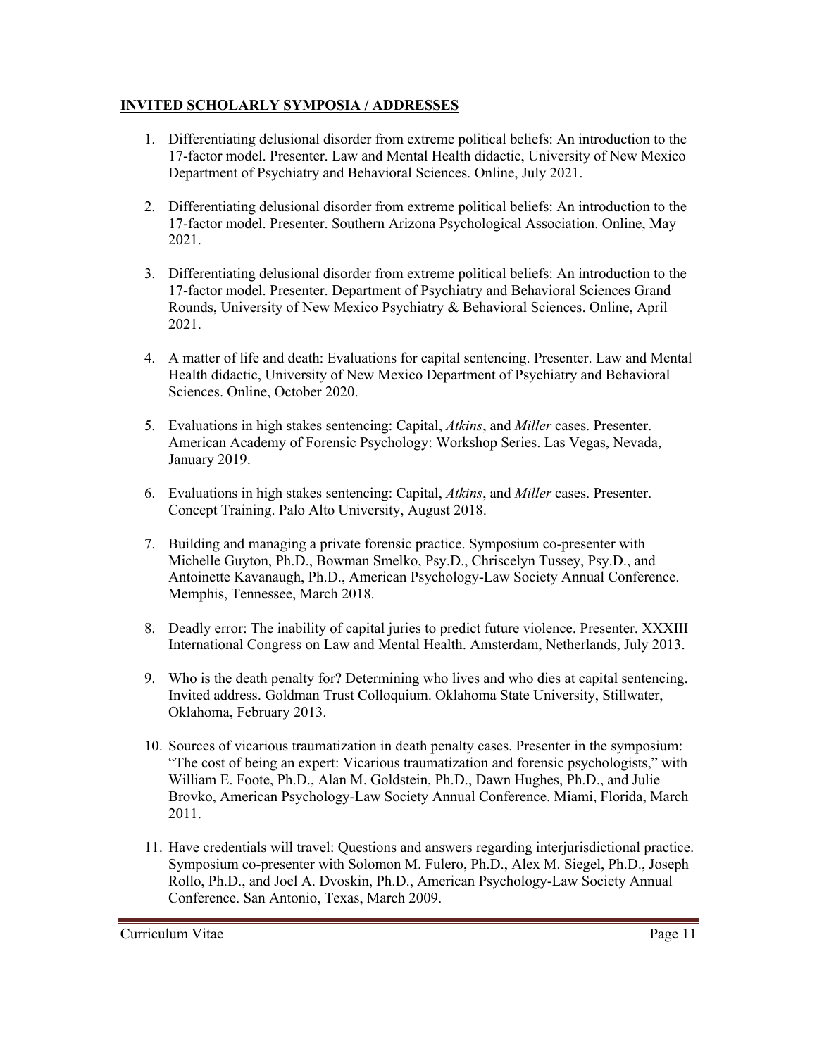**INVITED SCHOLARLY SYMPOSIA / ADDRESSES**

1. Differentiating delusional disorder from extreme political beliefs: An introduction to the 17-factor model. Presenter. Law and Mental Health didactic, University of New Mexico Department of Psychiatry and Behavioral Sciences. Online, July 2021.

2. Differentiating delusional disorder from extreme political beliefs: An introduction to the 17-factor model. Presenter. Southern Arizona Psychological Association. Online, May 2021.

3. Differentiating delusional disorder from extreme political beliefs: An introduction to the 17-factor model. Presenter. Department of Psychiatry and Behavioral Sciences Grand Rounds, University of New Mexico Psychiatry & Behavioral Sciences. Online, April 2021.

4. A matter of life and death: Evaluations for capital sentencing. Presenter. Law and Mental Health didactic, University of New Mexico Department of Psychiatry and Behavioral Sciences. Online, October 2020.

5. Evaluations in high stakes sentencing: Capital, *Atkins*, and *Miller* cases. Presenter. American Academy of Forensic Psychology: Workshop Series. Las Vegas, Nevada, January 2019.

6. Evaluations in high stakes sentencing: Capital, *Atkins*, and *Miller* cases. Presenter. Concept Training. Palo Alto University, August 2018.

7. Building and managing a private forensic practice. Symposium co-presenter with Michelle Guyton, Ph.D., Bowman Smelko, Psy.D., Chriscelyn Tussey, Psy.D., and Antoinette Kavanaugh, Ph.D., American Psychology-Law Society Annual Conference. Memphis, Tennessee, March 2018.

8. Deadly error: The inability of capital juries to predict future violence. Presenter. XXXIII International Congress on Law and Mental Health. Amsterdam, Netherlands, July 2013.

9. Who is the death penalty for? Determining who lives and who dies at capital sentencing. Invited address. Goldman Trust Colloquium. Oklahoma State University, Stillwater, Oklahoma, February 2013.

10. Sources of vicarious traumatization in death penalty cases. Presenter in the symposium: "The cost of being an expert: Vicarious traumatization and forensic psychologists," with William E. Foote, Ph.D., Alan M. Goldstein, Ph.D., Dawn Hughes, Ph.D., and Julie Brovko, American Psychology-Law Society Annual Conference. Miami, Florida, March 2011.

11. Have credentials will travel: Questions and answers regarding interjurisdictional practice. Symposium co-presenter with Solomon M. Fulero, Ph.D., Alex M. Siegel, Ph.D., Joseph Rollo, Ph.D., and Joel A. Dvoskin, Ph.D., American Psychology-Law Society Annual Conference. San Antonio, Texas, March 2009.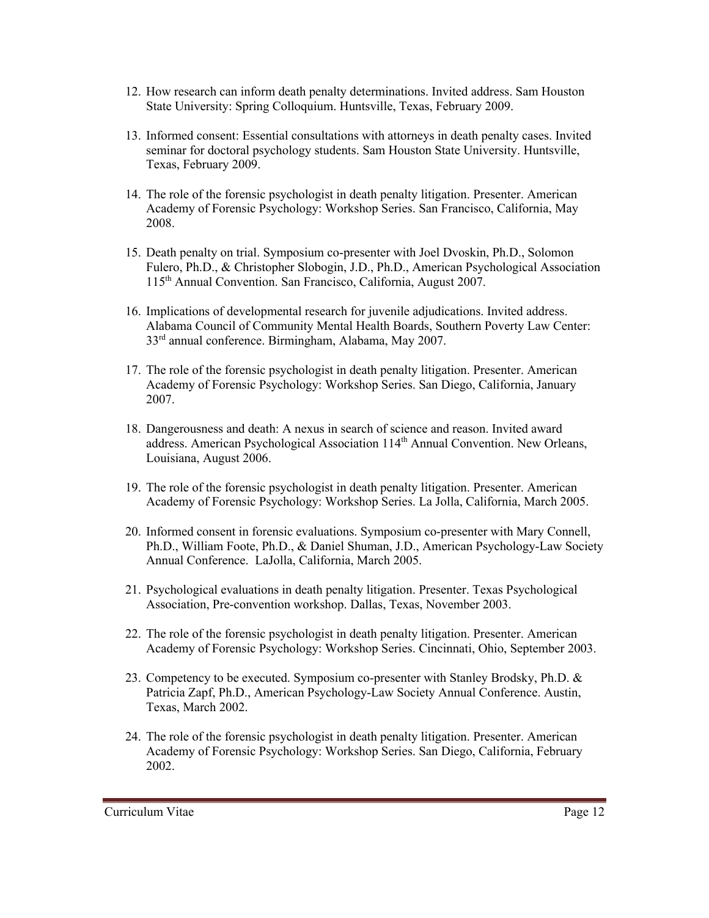12. How research can inform death penalty determinations. Invited address. Sam Houston State University: Spring Colloquium. Huntsville, Texas, February 2009.

13. Informed consent: Essential consultations with attorneys in death penalty cases. Invited seminar for doctoral psychology students. Sam Houston State University. Huntsville, Texas, February 2009.

14. The role of the forensic psychologist in death penalty litigation. Presenter. American Academy of Forensic Psychology: Workshop Series. San Francisco, California, May 2008.

15. Death penalty on trial. Symposium co-presenter with Joel Dvoskin, Ph.D., Solomon Fulero, Ph.D., & Christopher Slobogin, J.D., Ph.D., American Psychological Association 115th Annual Convention. San Francisco, California, August 2007.

16. Implications of developmental research for juvenile adjudications. Invited address. Alabama Council of Community Mental Health Boards, Southern Poverty Law Center: 33rd annual conference. Birmingham, Alabama, May 2007.

17. The role of the forensic psychologist in death penalty litigation. Presenter. American Academy of Forensic Psychology: Workshop Series. San Diego, California, January 2007.

18. Dangerousness and death: A nexus in search of science and reason. Invited award address. American Psychological Association 114th Annual Convention. New Orleans, Louisiana, August 2006.

19. The role of the forensic psychologist in death penalty litigation. Presenter. American Academy of Forensic Psychology: Workshop Series. La Jolla, California, March 2005.

20. Informed consent in forensic evaluations. Symposium co-presenter with Mary Connell, Ph.D., William Foote, Ph.D., & Daniel Shuman, J.D., American Psychology-Law Society Annual Conference. LaJolla, California, March 2005.

21. Psychological evaluations in death penalty litigation. Presenter. Texas Psychological Association, Pre-convention workshop. Dallas, Texas, November 2003.

22. The role of the forensic psychologist in death penalty litigation. Presenter. American Academy of Forensic Psychology: Workshop Series. Cincinnati, Ohio, September 2003.

23. Competency to be executed. Symposium co-presenter with Stanley Brodsky, Ph.D. & Patricia Zapf, Ph.D., American Psychology-Law Society Annual Conference. Austin, Texas, March 2002.

24. The role of the forensic psychologist in death penalty litigation. Presenter. American Academy of Forensic Psychology: Workshop Series. San Diego, California, February 2002.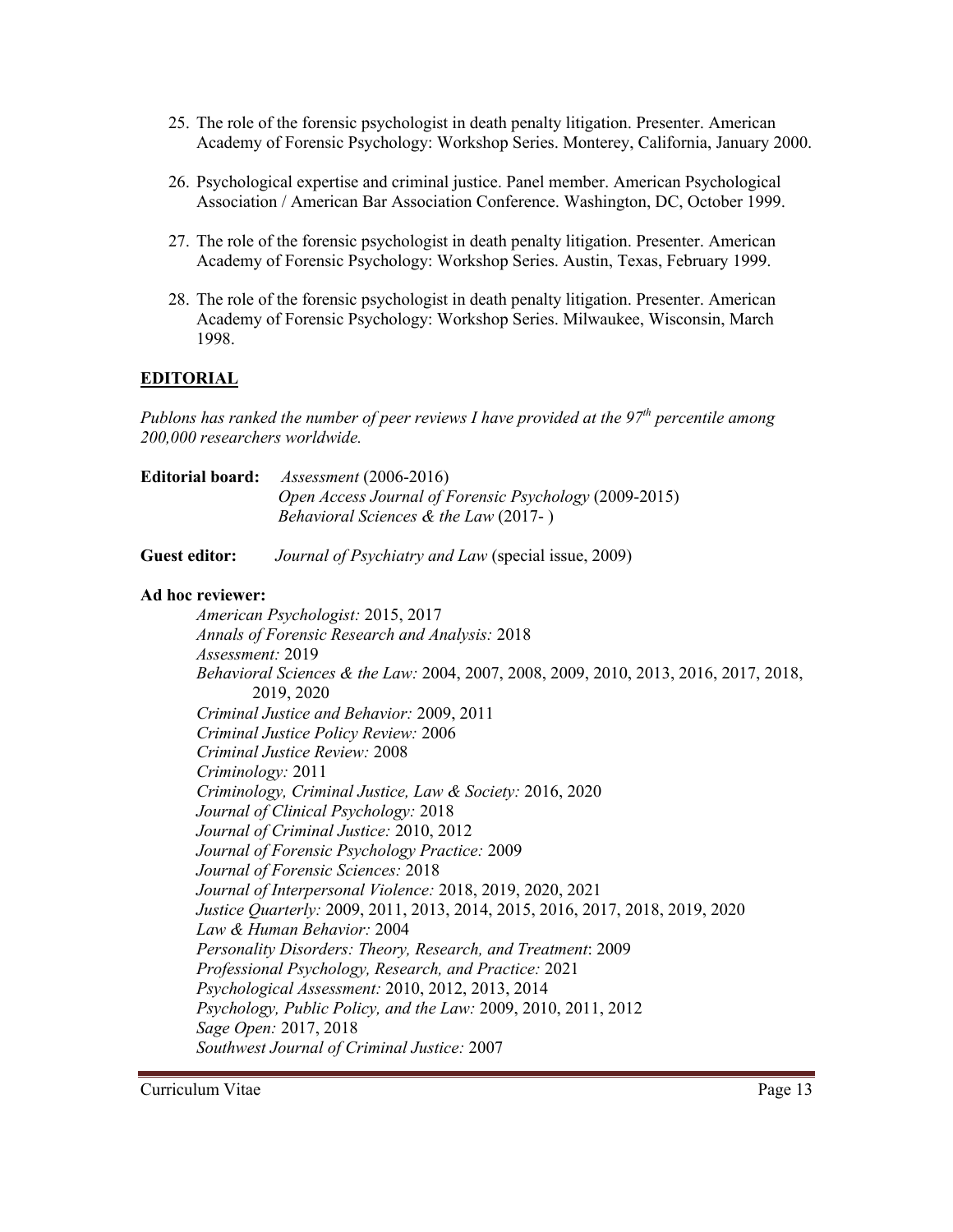25. The role of the forensic psychologist in death penalty litigation. Presenter. American Academy of Forensic Psychology: Workshop Series. Monterey, California, January 2000.

26. Psychological expertise and criminal justice. Panel member. American Psychological Association / American Bar Association Conference. Washington, DC, October 1999.

27. The role of the forensic psychologist in death penalty litigation. Presenter. American Academy of Forensic Psychology: Workshop Series. Austin, Texas, February 1999.

28. The role of the forensic psychologist in death penalty litigation. Presenter. American Academy of Forensic Psychology: Workshop Series. Milwaukee, Wisconsin, March 1998.

## EDITORIAL

*Publons has ranked the number of peer reviews I have provided at the 97th percentile among 200,000 researchers worldwide.*

**Editorial board:** *Assessment* (2006-2016)
*Open Access Journal of Forensic Psychology* (2009-2015)
*Behavioral Sciences & the Law* (2017- )

**Guest editor:** *Journal of Psychiatry and Law* (special issue, 2009)

**Ad hoc reviewer:**

*American Psychologist:* 2015, 2017
*Annals of Forensic Research and Analysis:* 2018
*Assessment:* 2019
*Behavioral Sciences & the Law:* 2004, 2007, 2008, 2009, 2010, 2013, 2016, 2017, 2018, 2019, 2020
*Criminal Justice and Behavior:* 2009, 2011
*Criminal Justice Policy Review:* 2006
*Criminal Justice Review:* 2008
*Criminology:* 2011
*Criminology, Criminal Justice, Law & Society:* 2016, 2020
*Journal of Clinical Psychology:* 2018
*Journal of Criminal Justice:* 2010, 2012
*Journal of Forensic Psychology Practice:* 2009
*Journal of Forensic Sciences:* 2018
*Journal of Interpersonal Violence:* 2018, 2019, 2020, 2021
*Justice Quarterly:* 2009, 2011, 2013, 2014, 2015, 2016, 2017, 2018, 2019, 2020
*Law & Human Behavior:* 2004
*Personality Disorders: Theory, Research, and Treatment*: 2009
*Professional Psychology, Research, and Practice:* 2021
*Psychological Assessment:* 2010, 2012, 2013, 2014
*Psychology, Public Policy, and the Law:* 2009, 2010, 2011, 2012
*Sage Open:* 2017, 2018
*Southwest Journal of Criminal Justice:* 2007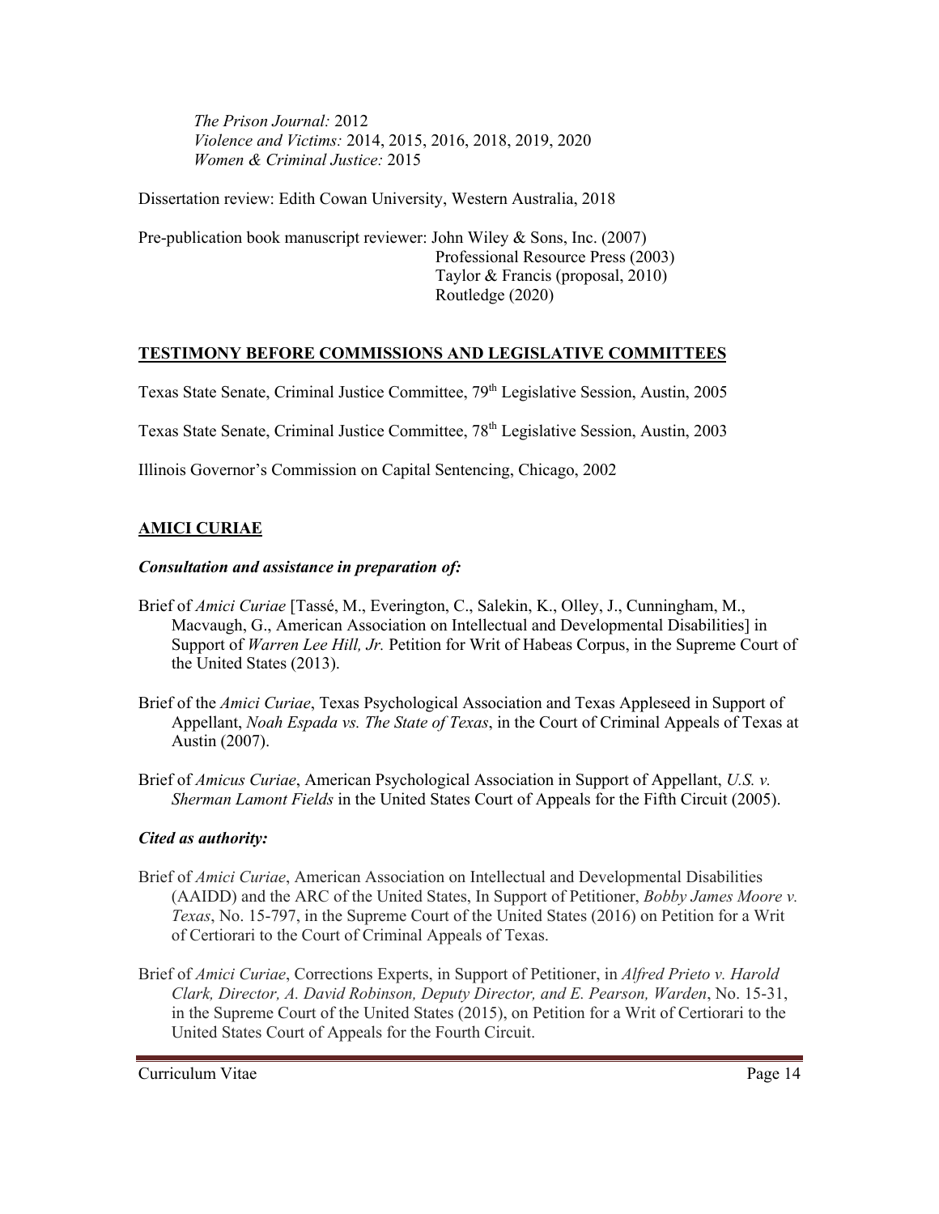*The Prison Journal:* 2012
*Violence and Victims:* 2014, 2015, 2016, 2018, 2019, 2020
*Women & Criminal Justice:* 2015

Dissertation review: Edith Cowan University, Western Australia, 2018

Pre-publication book manuscript reviewer: John Wiley & Sons, Inc. (2007)
Professional Resource Press (2003)
Taylor & Francis (proposal, 2010)
Routledge (2020)

## TESTIMONY BEFORE COMMISSIONS AND LEGISLATIVE COMMITTEES

Texas State Senate, Criminal Justice Committee, 79th Legislative Session, Austin, 2005

Texas State Senate, Criminal Justice Committee, 78th Legislative Session, Austin, 2003

Illinois Governor's Commission on Capital Sentencing, Chicago, 2002

## AMICI CURIAE

### *Consultation and assistance in preparation of:*

Brief of *Amici Curiae* [Tassé, M., Everington, C., Salekin, K., Olley, J., Cunningham, M., Macvaugh, G., American Association on Intellectual and Developmental Disabilities] in Support of *Warren Lee Hill, Jr.* Petition for Writ of Habeas Corpus, in the Supreme Court of the United States (2013).

Brief of the *Amici Curiae*, Texas Psychological Association and Texas Appleseed in Support of Appellant, *Noah Espada vs. The State of Texas*, in the Court of Criminal Appeals of Texas at Austin (2007).

Brief of *Amicus Curiae*, American Psychological Association in Support of Appellant, *U.S. v. Sherman Lamont Fields* in the United States Court of Appeals for the Fifth Circuit (2005).

### *Cited as authority:*

Brief of *Amici Curiae*, American Association on Intellectual and Developmental Disabilities (AAIDD) and the ARC of the United States, In Support of Petitioner, *Bobby James Moore v. Texas*, No. 15-797, in the Supreme Court of the United States (2016) on Petition for a Writ of Certiorari to the Court of Criminal Appeals of Texas.

Brief of *Amici Curiae*, Corrections Experts, in Support of Petitioner, in *Alfred Prieto v. Harold Clark, Director, A. David Robinson, Deputy Director, and E. Pearson, Warden*, No. 15-31, in the Supreme Court of the United States (2015), on Petition for a Writ of Certiorari to the United States Court of Appeals for the Fourth Circuit.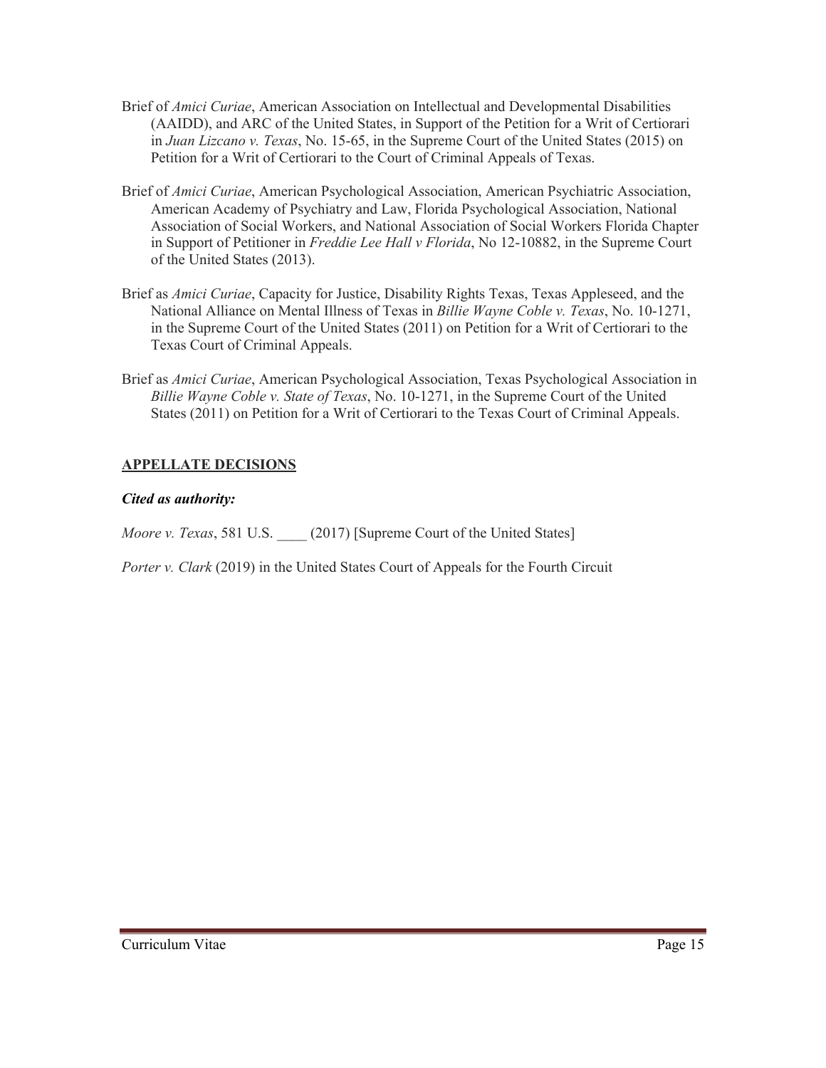Brief of *Amici Curiae*, American Association on Intellectual and Developmental Disabilities (AAIDD), and ARC of the United States, in Support of the Petition for a Writ of Certiorari in *Juan Lizcano v. Texas*, No. 15-65, in the Supreme Court of the United States (2015) on Petition for a Writ of Certiorari to the Court of Criminal Appeals of Texas.

Brief of *Amici Curiae*, American Psychological Association, American Psychiatric Association, American Academy of Psychiatry and Law, Florida Psychological Association, National Association of Social Workers, and National Association of Social Workers Florida Chapter in Support of Petitioner in *Freddie Lee Hall v Florida*, No 12-10882, in the Supreme Court of the United States (2013).

Brief as *Amici Curiae*, Capacity for Justice, Disability Rights Texas, Texas Appleseed, and the National Alliance on Mental Illness of Texas in *Billie Wayne Coble v. Texas*, No. 10-1271, in the Supreme Court of the United States (2011) on Petition for a Writ of Certiorari to the Texas Court of Criminal Appeals.

Brief as *Amici Curiae*, American Psychological Association, Texas Psychological Association in *Billie Wayne Coble v. State of Texas*, No. 10-1271, in the Supreme Court of the United States (2011) on Petition for a Writ of Certiorari to the Texas Court of Criminal Appeals.

## APPELLATE DECISIONS

***Cited as authority:***

*Moore v. Texas*, 581 U.S. ____ (2017) [Supreme Court of the United States]

*Porter v. Clark* (2019) in the United States Court of Appeals for the Fourth Circuit